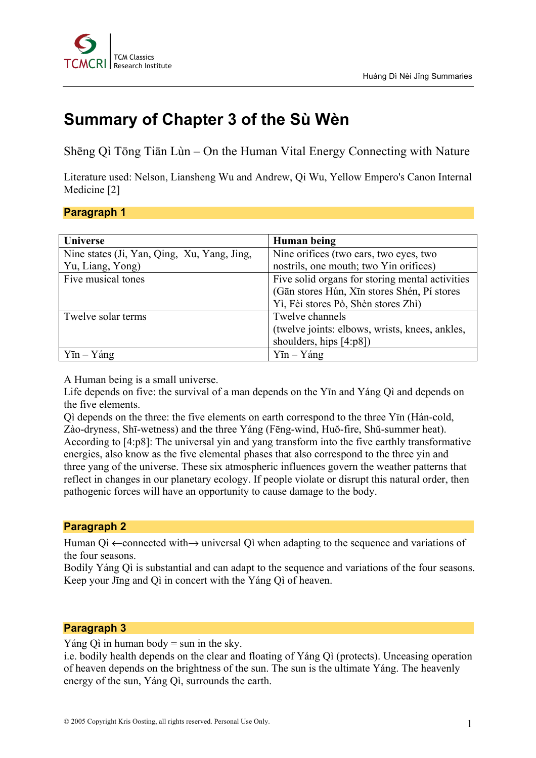# Summary of Chapter 3 of the Sù Wèn

Shēng Qì Tōng Tiān Lùn – On the Human Vital Energy Connecting with Nature

Literature used: Nelson, Liansheng Wu and Andrew, Qi Wu, Yellow Empero's Canon Internal Medicine [2]

## Paragraph 1

| Universe | Human being |
|---|---|
| Nine states (Ji, Yan, Qing, Xu, Yang, Jing, Yu, Liang, Yong) | Nine orifices (two ears, two eyes, two nostrils, one mouth; two Yin orifices) |
| Five musical tones | Five solid organs for storing mental activities (Gān stores Hún, Xīn stores Shén, Pí stores Yì, Fèi stores Pò, Shèn stores Zhì) |
| Twelve solar terms | Twelve channels (twelve joints: elbows, wrists, knees, ankles, shoulders, hips [4:p8]) |
| Yīn – Yáng | Yīn – Yáng |

A Human being is a small universe.
Life depends on five: the survival of a man depends on the Yīn and Yáng Qì and depends on the five elements.
Qì depends on the three: the five elements on earth correspond to the three Yīn (Hán-cold, Zào-dryness, Shī-wetness) and the three Yáng (Fēng-wind, Huǒ-fire, Shǔ-summer heat).
According to [4:p8]: The universal yin and yang transform into the five earthly transformative energies, also know as the five elemental phases that also correspond to the three yin and three yang of the universe. These six atmospheric influences govern the weather patterns that reflect in changes in our planetary ecology. If people violate or disrupt this natural order, then pathogenic forces will have an opportunity to cause damage to the body.

## Paragraph 2

Human Qì ←connected with→ universal Qì when adapting to the sequence and variations of the four seasons.
Bodily Yáng Qì is substantial and can adapt to the sequence and variations of the four seasons.
Keep your Jīng and Qì in concert with the Yáng Qì of heaven.

## Paragraph 3

Yáng Qì in human body = sun in the sky.
i.e. bodily health depends on the clear and floating of Yáng Qì (protects). Unceasing operation of heaven depends on the brightness of the sun. The sun is the ultimate Yáng. The heavenly energy of the sun, Yáng Qì, surrounds the earth.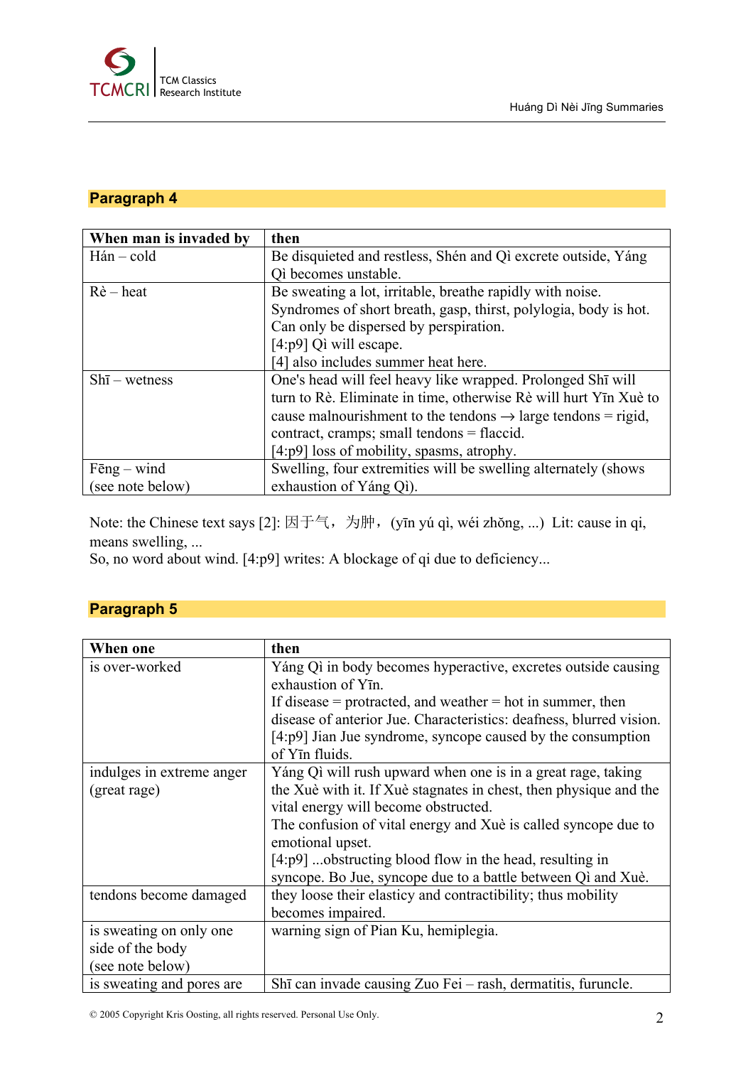## Paragraph 4

| When man is invaded by | then |
|---|---|
| Hán – cold | Be disquieted and restless, Shén and Qì excrete outside, Yáng Qì becomes unstable. |
| Rè – heat | Be sweating a lot, irritable, breathe rapidly with noise. Syndromes of short breath, gasp, thirst, polylogia, body is hot. Can only be dispersed by perspiration. [4:p9] Qì will escape. [4] also includes summer heat here. |
| Shī – wetness | One's head will feel heavy like wrapped. Prolonged Shī will turn to Rè. Eliminate in time, otherwise Rè will hurt Yīn Xuè to cause malnourishment to the tendons → large tendons = rigid, contract, cramps; small tendons = flaccid. [4:p9] loss of mobility, spasms, atrophy. |
| Fēng – wind (see note below) | Swelling, four extremities will be swelling alternately (shows exhaustion of Yáng Qì). |

Note: the Chinese text says [2]: 因于气，为肿，(yīn yú qì, wéi zhǒng, ...) Lit: cause in qi, means swelling, ...
So, no word about wind. [4:p9] writes: A blockage of qi due to deficiency...

## Paragraph 5

| When one | then |
|---|---|
| is over-worked | Yáng Qì in body becomes hyperactive, excretes outside causing exhaustion of Yīn. If disease = protracted, and weather = hot in summer, then disease of anterior Jue. Characteristics: deafness, blurred vision. [4:p9] Jian Jue syndrome, syncope caused by the consumption of Yīn fluids. |
| indulges in extreme anger (great rage) | Yáng Qì will rush upward when one is in a great rage, taking the Xuè with it. If Xuè stagnates in chest, then physique and the vital energy will become obstructed. The confusion of vital energy and Xuè is called syncope due to emotional upset. [4:p9] ...obstructing blood flow in the head, resulting in syncope. Bo Jue, syncope due to a battle between Qì and Xuè. |
| tendons become damaged | they loose their elasticy and contractibility; thus mobility becomes impaired. |
| is sweating on only one side of the body (see note below) | warning sign of Pian Ku, hemiplegia. |
| is sweating and pores are | Shī can invade causing Zuo Fei – rash, dermatitis, furuncle. |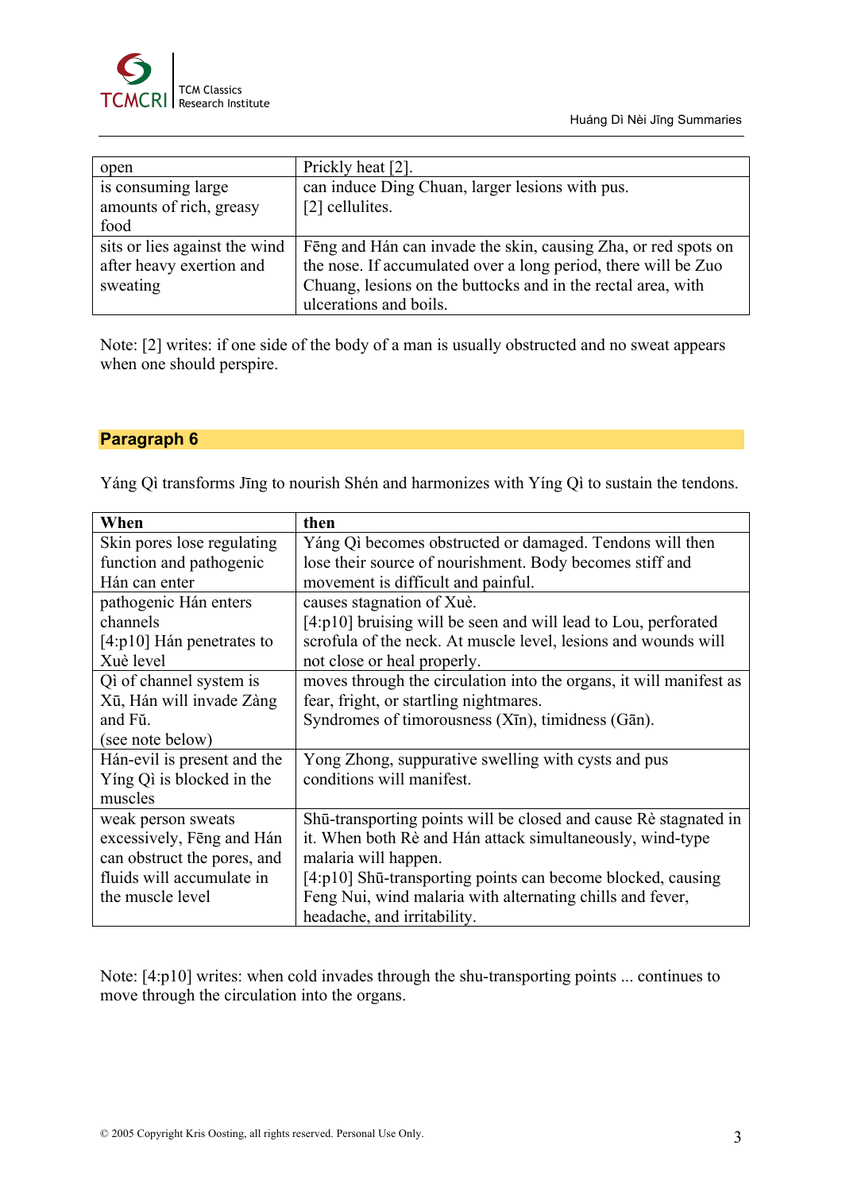| open | Prickly heat [2]. |
| --- | --- |
| is consuming large amounts of rich, greasy food | can induce Ding Chuan, larger lesions with pus.<br>[2] cellulites. |
| sits or lies against the wind after heavy exertion and sweating | Fēng and Hán can invade the skin, causing Zha, or red spots on the nose. If accumulated over a long period, there will be Zuo Chuang, lesions on the buttocks and in the rectal area, with ulcerations and boils. |

Note: [2] writes: if one side of the body of a man is usually obstructed and no sweat appears when one should perspire.

## Paragraph 6

Yáng Qì transforms Jīng to nourish Shén and harmonizes with Yíng Qì to sustain the tendons.

| When | then |
| --- | --- |
| Skin pores lose regulating function and pathogenic Hán can enter | Yáng Qì becomes obstructed or damaged. Tendons will then lose their source of nourishment. Body becomes stiff and movement is difficult and painful. |
| pathogenic Hán enters channels<br>[4:p10] Hán penetrates to Xuè level | causes stagnation of Xuè.<br>[4:p10] bruising will be seen and will lead to Lou, perforated scrofula of the neck. At muscle level, lesions and wounds will not close or heal properly. |
| Qì of channel system is Xū, Hán will invade Zàng and Fǔ.<br>(see note below) | moves through the circulation into the organs, it will manifest as fear, fright, or startling nightmares.<br>Syndromes of timorousness (Xīn), timidness (Gān). |
| Hán-evil is present and the Yíng Qi is blocked in the muscles | Yong Zhong, suppurative swelling with cysts and pus conditions will manifest. |
| weak person sweats excessively, Fēng and Hán can obstruct the pores, and fluids will accumulate in the muscle level | Shū-transporting points will be closed and cause Rè stagnated in it. When both Rè and Hán attack simultaneously, wind-type malaria will happen.<br>[4:p10] Shū-transporting points can become blocked, causing Feng Nui, wind malaria with alternating chills and fever, headache, and irritability. |

Note: [4:p10] writes: when cold invades through the shu-transporting points ... continues to move through the circulation into the organs.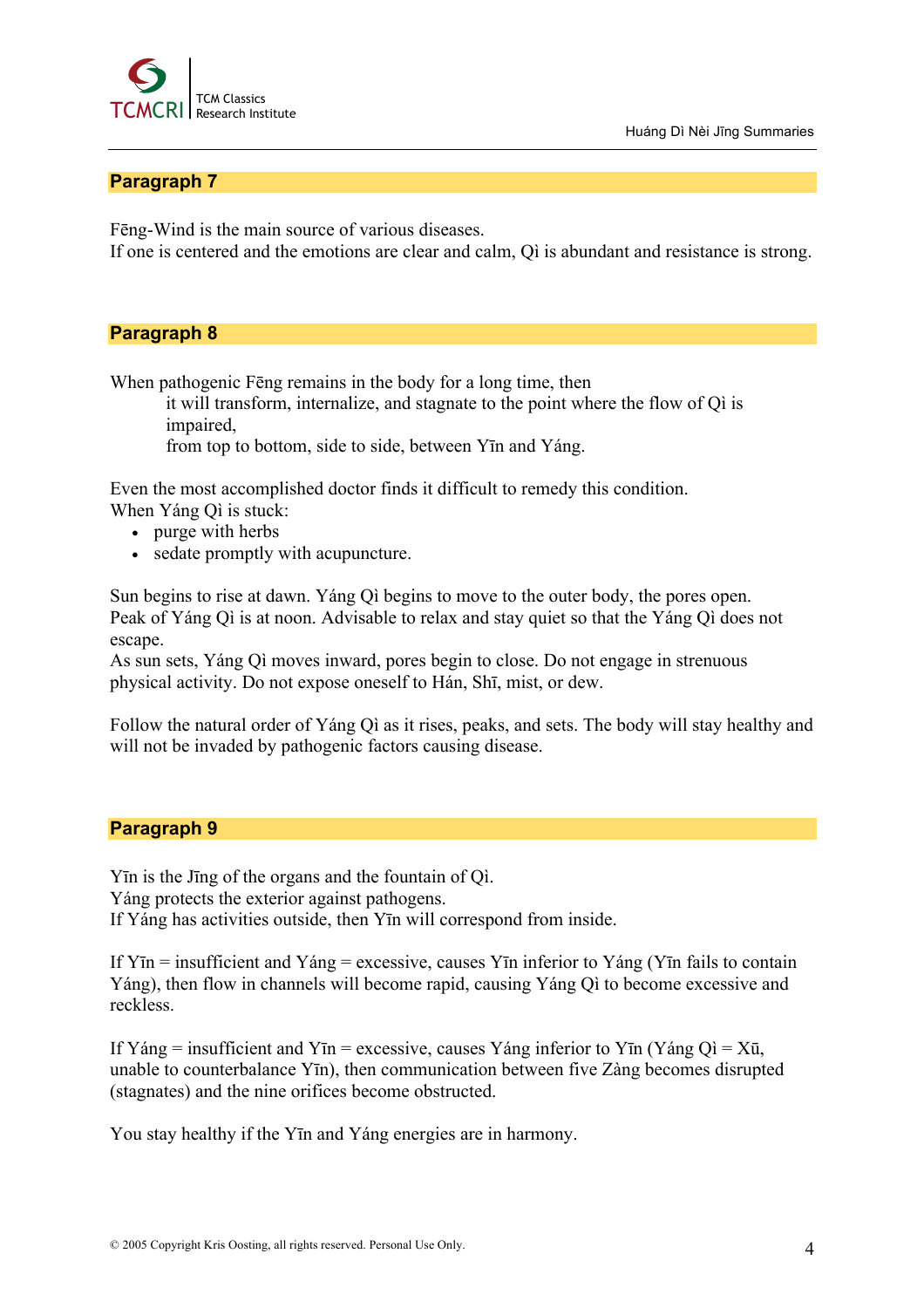## Paragraph 7

Fēng-Wind is the main source of various diseases.
If one is centered and the emotions are clear and calm, Qì is abundant and resistance is strong.

## Paragraph 8

When pathogenic Fēng remains in the body for a long time, then

> it will transform, internalize, and stagnate to the point where the flow of Qì is impaired,
> from top to bottom, side to side, between Yīn and Yáng.

Even the most accomplished doctor finds it difficult to remedy this condition.
When Yáng Qì is stuck:

- purge with herbs
- sedate promptly with acupuncture.

Sun begins to rise at dawn. Yáng Qì begins to move to the outer body, the pores open.
Peak of Yáng Qì is at noon. Advisable to relax and stay quiet so that the Yáng Qì does not escape.
As sun sets, Yáng Qì moves inward, pores begin to close. Do not engage in strenuous physical activity. Do not expose oneself to Hán, Shī, mist, or dew.

Follow the natural order of Yáng Qì as it rises, peaks, and sets. The body will stay healthy and will not be invaded by pathogenic factors causing disease.

## Paragraph 9

Yīn is the Jīng of the organs and the fountain of Qì.
Yáng protects the exterior against pathogens.
If Yáng has activities outside, then Yīn will correspond from inside.

If Yīn = insufficient and Yáng = excessive, causes Yīn inferior to Yáng (Yīn fails to contain Yáng), then flow in channels will become rapid, causing Yáng Qì to become excessive and reckless.

If Yáng = insufficient and Yīn = excessive, causes Yáng inferior to Yīn (Yáng Qì = Xū, unable to counterbalance Yīn), then communication between five Zàng becomes disrupted (stagnates) and the nine orifices become obstructed.

You stay healthy if the Yīn and Yáng energies are in harmony.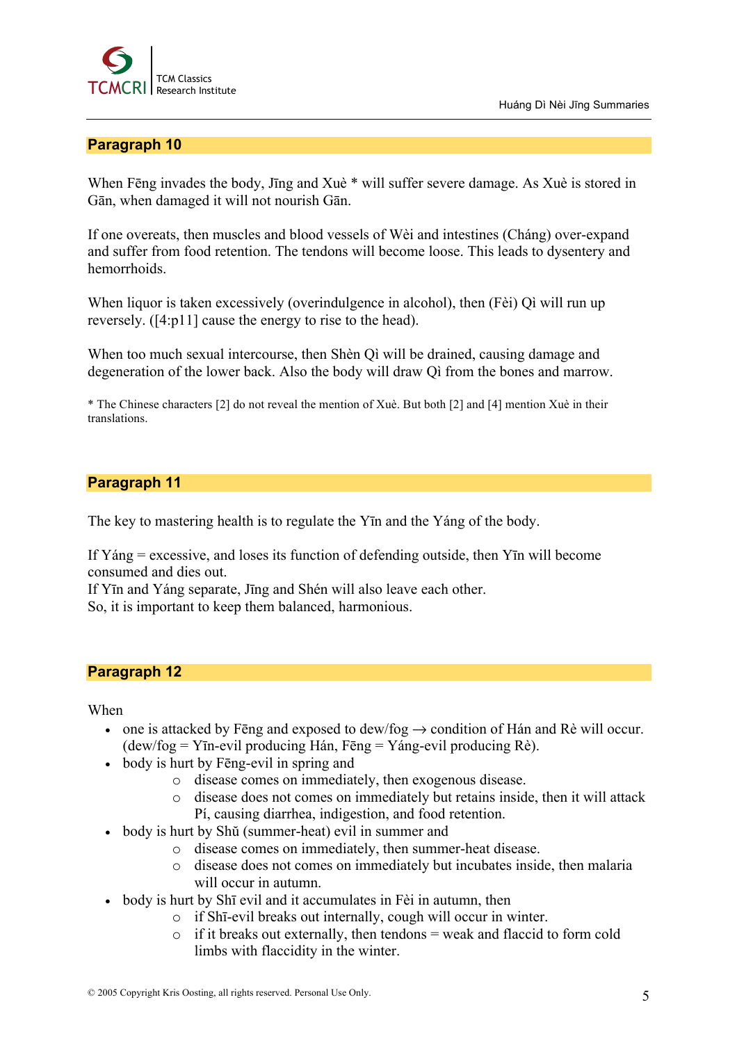## Paragraph 10

When Fēng invades the body, Jīng and Xuè * will suffer severe damage. As Xuè is stored in Gān, when damaged it will not nourish Gān.

If one overeats, then muscles and blood vessels of Wèi and intestines (Cháng) over-expand and suffer from food retention. The tendons will become loose. This leads to dysentery and hemorrhoids.

When liquor is taken excessively (overindulgence in alcohol), then (Fèi) Qì will run up reversely. ([4:p11] cause the energy to rise to the head).

When too much sexual intercourse, then Shèn Qì will be drained, causing damage and degeneration of the lower back. Also the body will draw Qì from the bones and marrow.

* The Chinese characters [2] do not reveal the mention of Xuè. But both [2] and [4] mention Xuè in their translations.

## Paragraph 11

The key to mastering health is to regulate the Yīn and the Yáng of the body.

If Yáng = excessive, and loses its function of defending outside, then Yīn will become consumed and dies out.
If Yīn and Yáng separate, Jīng and Shén will also leave each other.
So, it is important to keep them balanced, harmonious.

## Paragraph 12

When

- one is attacked by Fēng and exposed to dew/fog → condition of Hán and Rè will occur. (dew/fog = Yīn-evil producing Hán, Fēng = Yáng-evil producing Rè).
- body is hurt by Fēng-evil in spring and
    - disease comes on immediately, then exogenous disease.
    - disease does not comes on immediately but retains inside, then it will attack Pí, causing diarrhea, indigestion, and food retention.
- body is hurt by Shǔ (summer-heat) evil in summer and
    - disease comes on immediately, then summer-heat disease.
    - disease does not comes on immediately but incubates inside, then malaria will occur in autumn.
- body is hurt by Shī evil and it accumulates in Fèi in autumn, then
    - if Shī-evil breaks out internally, cough will occur in winter.
    - if it breaks out externally, then tendons = weak and flaccid to form cold limbs with flaccidity in the winter.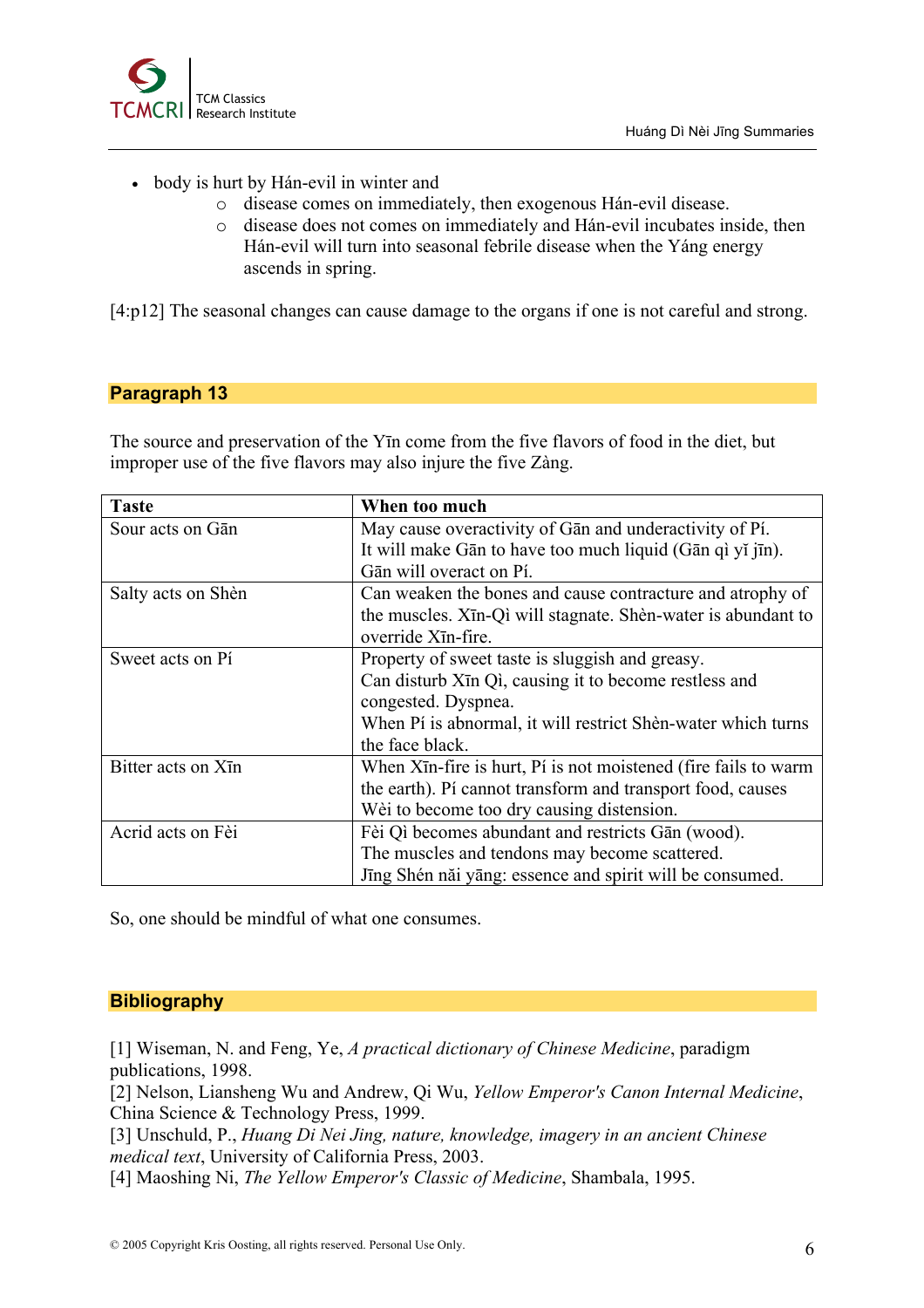- body is hurt by Hán-evil in winter and
  - disease comes on immediately, then exogenous Hán-evil disease.
  - disease does not comes on immediately and Hán-evil incubates inside, then Hán-evil will turn into seasonal febrile disease when the Yáng energy ascends in spring.

[4:p12] The seasonal changes can cause damage to the organs if one is not careful and strong.

## Paragraph 13

The source and preservation of the Yīn come from the five flavors of food in the diet, but improper use of the five flavors may also injure the five Zàng.

| Taste | When too much |
|---|---|
| Sour acts on Gān | May cause overactivity of Gān and underactivity of Pí.<br>It will make Gān to have too much liquid (Gān qì yǐ jīn).<br>Gān will overact on Pí. |
| Salty acts on Shèn | Can weaken the bones and cause contracture and atrophy of the muscles. Xīn-Qì will stagnate. Shèn-water is abundant to override Xīn-fire. |
| Sweet acts on Pí | Property of sweet taste is sluggish and greasy.<br>Can disturb Xīn Qì, causing it to become restless and congested. Dyspnea.<br>When Pí is abnormal, it will restrict Shèn-water which turns the face black. |
| Bitter acts on Xīn | When Xīn-fire is hurt, Pí is not moistened (fire fails to warm the earth). Pí cannot transform and transport food, causes Wèi to become too dry causing distension. |
| Acrid acts on Fèi | Fèi Qì becomes abundant and restricts Gān (wood).<br>The muscles and tendons may become scattered.<br>Jīng Shén nǎi yāng: essence and spirit will be consumed. |

So, one should be mindful of what one consumes.

## Bibliography

[1] Wiseman, N. and Feng, Ye, *A practical dictionary of Chinese Medicine*, paradigm publications, 1998.
[2] Nelson, Liansheng Wu and Andrew, Qi Wu, *Yellow Emperor's Canon Internal Medicine*, China Science & Technology Press, 1999.
[3] Unschuld, P., *Huang Di Nei Jing, nature, knowledge, imagery in an ancient Chinese medical text*, University of California Press, 2003.
[4] Maoshing Ni, *The Yellow Emperor's Classic of Medicine*, Shambala, 1995.